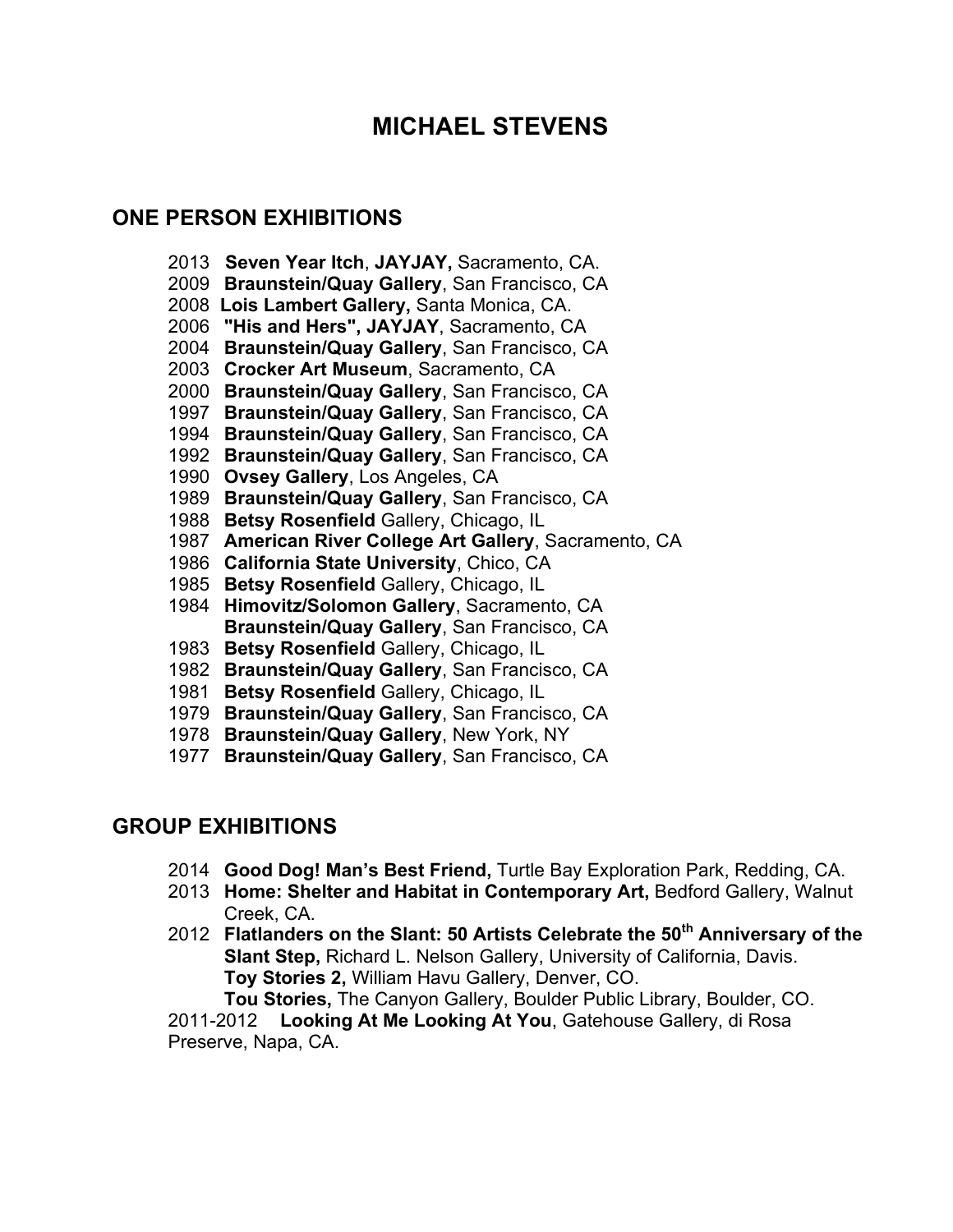# MICHAEL STEVENS

## ONE PERSON EXHIBITIONS

2013 **Seven Year Itch**, **JAYJAY,** Sacramento, CA.
2009 **Braunstein/Quay Gallery**, San Francisco, CA
2008 **Lois Lambert Gallery,** Santa Monica, CA.
2006 **"His and Hers", JAYJAY**, Sacramento, CA
2004 **Braunstein/Quay Gallery**, San Francisco, CA
2003 **Crocker Art Museum**, Sacramento, CA
2000 **Braunstein/Quay Gallery**, San Francisco, CA
1997 **Braunstein/Quay Gallery**, San Francisco, CA
1994 **Braunstein/Quay Gallery**, San Francisco, CA
1992 **Braunstein/Quay Gallery**, San Francisco, CA
1990 **Ovsey Gallery**, Los Angeles, CA
1989 **Braunstein/Quay Gallery**, San Francisco, CA
1988 **Betsy Rosenfield** Gallery, Chicago, IL
1987 **American River College Art Gallery**, Sacramento, CA
1986 **California State University**, Chico, CA
1985 **Betsy Rosenfield** Gallery, Chicago, IL
1984 **Himovitz/Solomon Gallery**, Sacramento, CA
**Braunstein/Quay Gallery**, San Francisco, CA
1983 **Betsy Rosenfield** Gallery, Chicago, IL
1982 **Braunstein/Quay Gallery**, San Francisco, CA
1981 **Betsy Rosenfield** Gallery, Chicago, IL
1979 **Braunstein/Quay Gallery**, San Francisco, CA
1978 **Braunstein/Quay Gallery**, New York, NY
1977 **Braunstein/Quay Gallery**, San Francisco, CA

## GROUP EXHIBITIONS

2014 **Good Dog! Man's Best Friend,** Turtle Bay Exploration Park, Redding, CA.
2013 **Home: Shelter and Habitat in Contemporary Art,** Bedford Gallery, Walnut Creek, CA.
2012 **Flatlanders on the Slant: 50 Artists Celebrate the 50th Anniversary of the Slant Step,** Richard L. Nelson Gallery, University of California, Davis.
**Toy Stories 2,** William Havu Gallery, Denver, CO.
**Tou Stories,** The Canyon Gallery, Boulder Public Library, Boulder, CO.
2011-2012 **Looking At Me Looking At You**, Gatehouse Gallery, di Rosa Preserve, Napa, CA.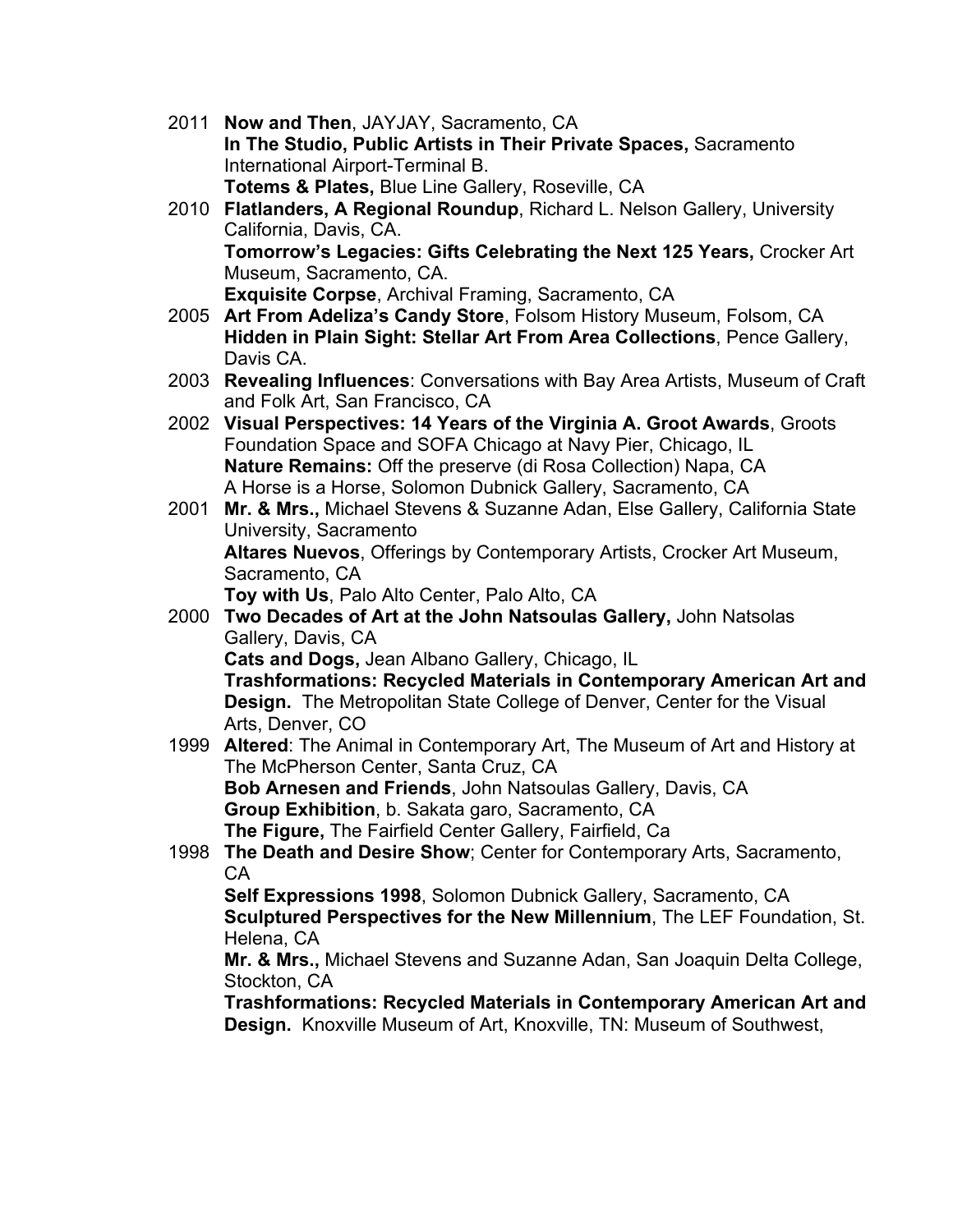2011 **Now and Then**, JAYJAY, Sacramento, CA
**In The Studio, Public Artists in Their Private Spaces,** Sacramento International Airport-Terminal B.
**Totems & Plates,** Blue Line Gallery, Roseville, CA

2010 **Flatlanders, A Regional Roundup**, Richard L. Nelson Gallery, University California, Davis, CA.
**Tomorrow's Legacies: Gifts Celebrating the Next 125 Years,** Crocker Art Museum, Sacramento, CA.
**Exquisite Corpse**, Archival Framing, Sacramento, CA

2005 **Art From Adeliza's Candy Store**, Folsom History Museum, Folsom, CA
**Hidden in Plain Sight: Stellar Art From Area Collections**, Pence Gallery, Davis CA.

2003 **Revealing Influences**: Conversations with Bay Area Artists, Museum of Craft and Folk Art, San Francisco, CA

2002 **Visual Perspectives: 14 Years of the Virginia A. Groot Awards**, Groots Foundation Space and SOFA Chicago at Navy Pier, Chicago, IL
**Nature Remains:** Off the preserve (di Rosa Collection) Napa, CA
A Horse is a Horse, Solomon Dubnick Gallery, Sacramento, CA

2001 **Mr. & Mrs.,** Michael Stevens & Suzanne Adan, Else Gallery, California State University, Sacramento
**Altares Nuevos**, Offerings by Contemporary Artists, Crocker Art Museum, Sacramento, CA
**Toy with Us**, Palo Alto Center, Palo Alto, CA

2000 **Two Decades of Art at the John Natsoulas Gallery,** John Natsolas Gallery, Davis, CA
**Cats and Dogs,** Jean Albano Gallery, Chicago, IL
**Trashformations: Recycled Materials in Contemporary American Art and Design.** The Metropolitan State College of Denver, Center for the Visual Arts, Denver, CO

1999 **Altered**: The Animal in Contemporary Art, The Museum of Art and History at The McPherson Center, Santa Cruz, CA
**Bob Arnesen and Friends**, John Natsoulas Gallery, Davis, CA
**Group Exhibition**, b. Sakata garo, Sacramento, CA
**The Figure,** The Fairfield Center Gallery, Fairfield, Ca

1998 **The Death and Desire Show**; Center for Contemporary Arts, Sacramento, CA
**Self Expressions 1998**, Solomon Dubnick Gallery, Sacramento, CA
**Sculptured Perspectives for the New Millennium**, The LEF Foundation, St. Helena, CA
**Mr. & Mrs.,** Michael Stevens and Suzanne Adan, San Joaquin Delta College, Stockton, CA
**Trashformations: Recycled Materials in Contemporary American Art and Design.** Knoxville Museum of Art, Knoxville, TN: Museum of Southwest,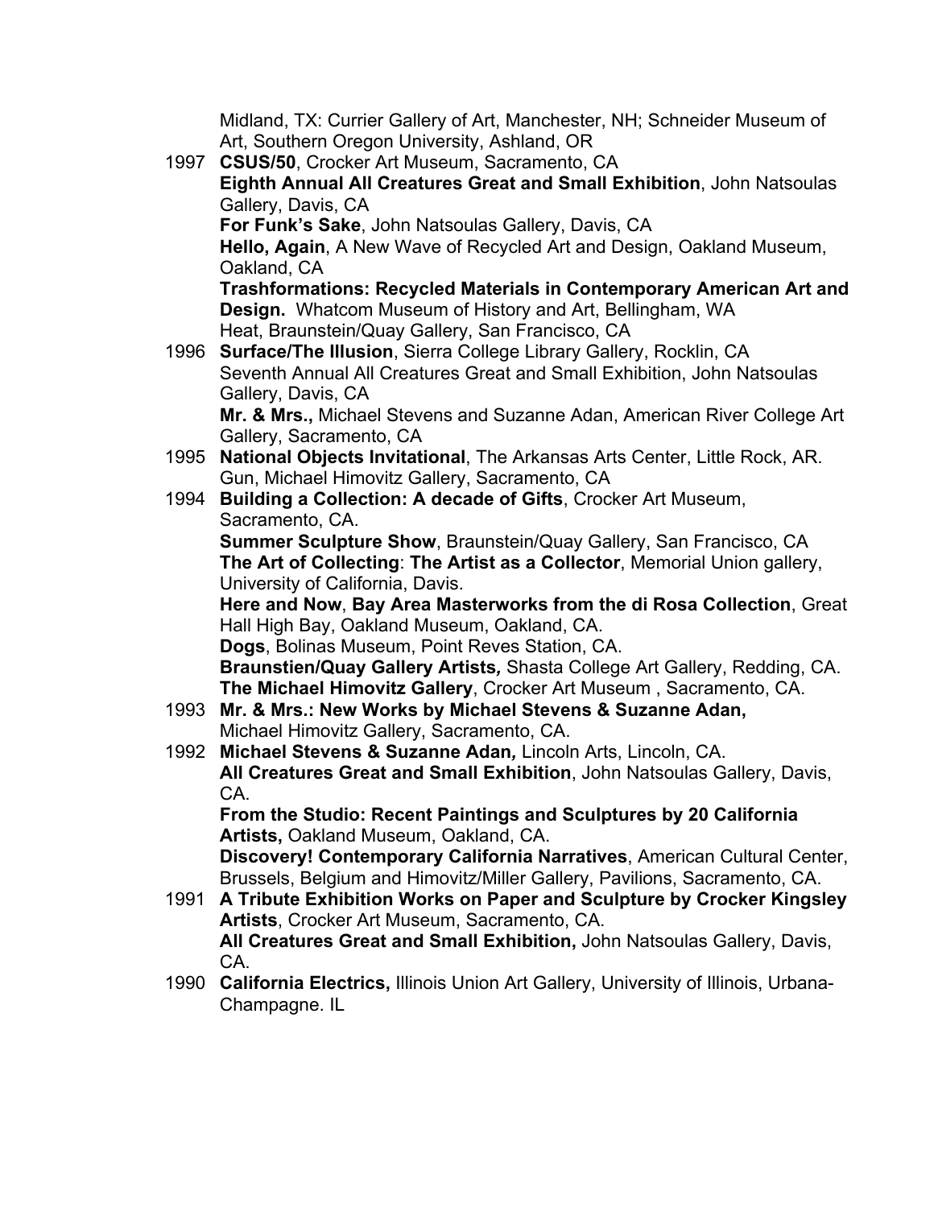Midland, TX: Currier Gallery of Art, Manchester, NH; Schneider Museum of Art, Southern Oregon University, Ashland, OR

1997 **CSUS/50**, Crocker Art Museum, Sacramento, CA
**Eighth Annual All Creatures Great and Small Exhibition**, John Natsoulas Gallery, Davis, CA
**For Funk's Sake**, John Natsoulas Gallery, Davis, CA
**Hello, Again**, A New Wave of Recycled Art and Design, Oakland Museum, Oakland, CA
**Trashformations: Recycled Materials in Contemporary American Art and Design.** Whatcom Museum of History and Art, Bellingham, WA
Heat, Braunstein/Quay Gallery, San Francisco, CA

1996 **Surface/The Illusion**, Sierra College Library Gallery, Rocklin, CA
Seventh Annual All Creatures Great and Small Exhibition, John Natsoulas Gallery, Davis, CA
**Mr. & Mrs.,** Michael Stevens and Suzanne Adan, American River College Art Gallery, Sacramento, CA

1995 **National Objects Invitational**, The Arkansas Arts Center, Little Rock, AR.
Gun, Michael Himovitz Gallery, Sacramento, CA

1994 **Building a Collection: A decade of Gifts**, Crocker Art Museum, Sacramento, CA.
**Summer Sculpture Show**, Braunstein/Quay Gallery, San Francisco, CA
**The Art of Collecting**: **The Artist as a Collector**, Memorial Union gallery, University of California, Davis.
**Here and Now**, **Bay Area Masterworks from the di Rosa Collection**, Great Hall High Bay, Oakland Museum, Oakland, CA.
**Dogs**, Bolinas Museum, Point Reves Station, CA.
**Braunstien/Quay Gallery Artists***,* Shasta College Art Gallery, Redding, CA.
**The Michael Himovitz Gallery**, Crocker Art Museum , Sacramento, CA.

1993 **Mr. & Mrs.: New Works by Michael Stevens & Suzanne Adan,**
Michael Himovitz Gallery, Sacramento, CA.

1992 **Michael Stevens & Suzanne Adan***,* Lincoln Arts, Lincoln, CA.
**All Creatures Great and Small Exhibition**, John Natsoulas Gallery, Davis, CA.
**From the Studio: Recent Paintings and Sculptures by 20 California Artists,** Oakland Museum, Oakland, CA.
**Discovery! Contemporary California Narratives**, American Cultural Center, Brussels, Belgium and Himovitz/Miller Gallery, Pavilions, Sacramento, CA.

1991 **A Tribute Exhibition Works on Paper and Sculpture by Crocker Kingsley Artists**, Crocker Art Museum, Sacramento, CA.
**All Creatures Great and Small Exhibition,** John Natsoulas Gallery, Davis, CA.

1990 **California Electrics,** Illinois Union Art Gallery, University of Illinois, Urbana-Champagne. IL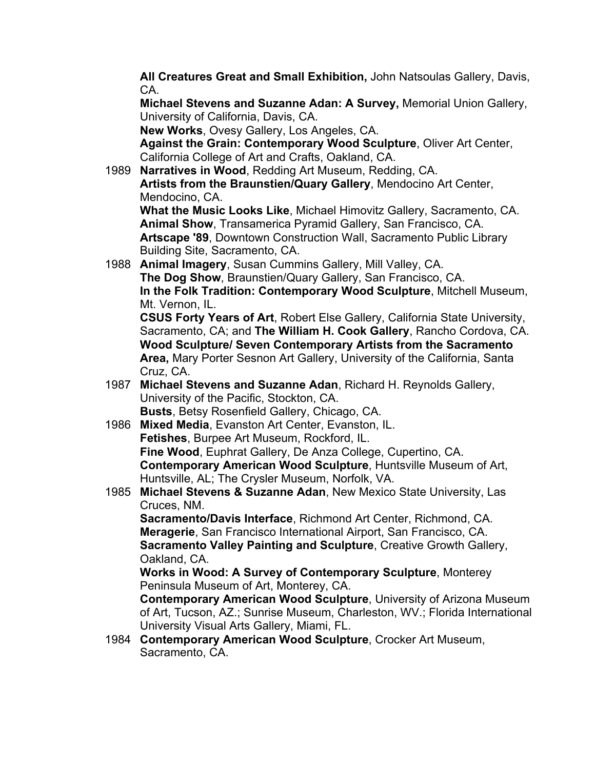**All Creatures Great and Small Exhibition,** John Natsoulas Gallery, Davis, CA.
**Michael Stevens and Suzanne Adan: A Survey,** Memorial Union Gallery, University of California, Davis, CA.
**New Works**, Ovesy Gallery, Los Angeles, CA.
**Against the Grain: Contemporary Wood Sculpture**, Oliver Art Center, California College of Art and Crafts, Oakland, CA.

1989 **Narratives in Wood**, Redding Art Museum, Redding, CA.
**Artists from the Braunstien/Quary Gallery**, Mendocino Art Center, Mendocino, CA.
**What the Music Looks Like**, Michael Himovitz Gallery, Sacramento, CA.
**Animal Show**, Transamerica Pyramid Gallery, San Francisco, CA.
**Artscape '89**, Downtown Construction Wall, Sacramento Public Library Building Site, Sacramento, CA.

1988 **Animal Imagery**, Susan Cummins Gallery, Mill Valley, CA.
**The Dog Show**, Braunstien/Quary Gallery, San Francisco, CA.
**In the Folk Tradition: Contemporary Wood Sculpture**, Mitchell Museum, Mt. Vernon, IL.
**CSUS Forty Years of Art**, Robert Else Gallery, California State University, Sacramento, CA; and **The William H. Cook Gallery**, Rancho Cordova, CA.
**Wood Sculpture/ Seven Contemporary Artists from the Sacramento Area,** Mary Porter Sesnon Art Gallery, University of the California, Santa Cruz, CA.

1987 **Michael Stevens and Suzanne Adan**, Richard H. Reynolds Gallery, University of the Pacific, Stockton, CA.
**Busts**, Betsy Rosenfield Gallery, Chicago, CA.

1986 **Mixed Media**, Evanston Art Center, Evanston, IL.
**Fetishes**, Burpee Art Museum, Rockford, IL.
**Fine Wood**, Euphrat Gallery, De Anza College, Cupertino, CA.
**Contemporary American Wood Sculpture**, Huntsville Museum of Art, Huntsville, AL; The Crysler Museum, Norfolk, VA.

1985 **Michael Stevens & Suzanne Adan**, New Mexico State University, Las Cruces, NM.
**Sacramento/Davis Interface**, Richmond Art Center, Richmond, CA.
**Meragerie**, San Francisco International Airport, San Francisco, CA.
**Sacramento Valley Painting and Sculpture**, Creative Growth Gallery, Oakland, CA.
**Works in Wood: A Survey of Contemporary Sculpture**, Monterey Peninsula Museum of Art, Monterey, CA.
**Contemporary American Wood Sculpture**, University of Arizona Museum of Art, Tucson, AZ.; Sunrise Museum, Charleston, WV.; Florida International University Visual Arts Gallery, Miami, FL.

1984 **Contemporary American Wood Sculpture**, Crocker Art Museum, Sacramento, CA.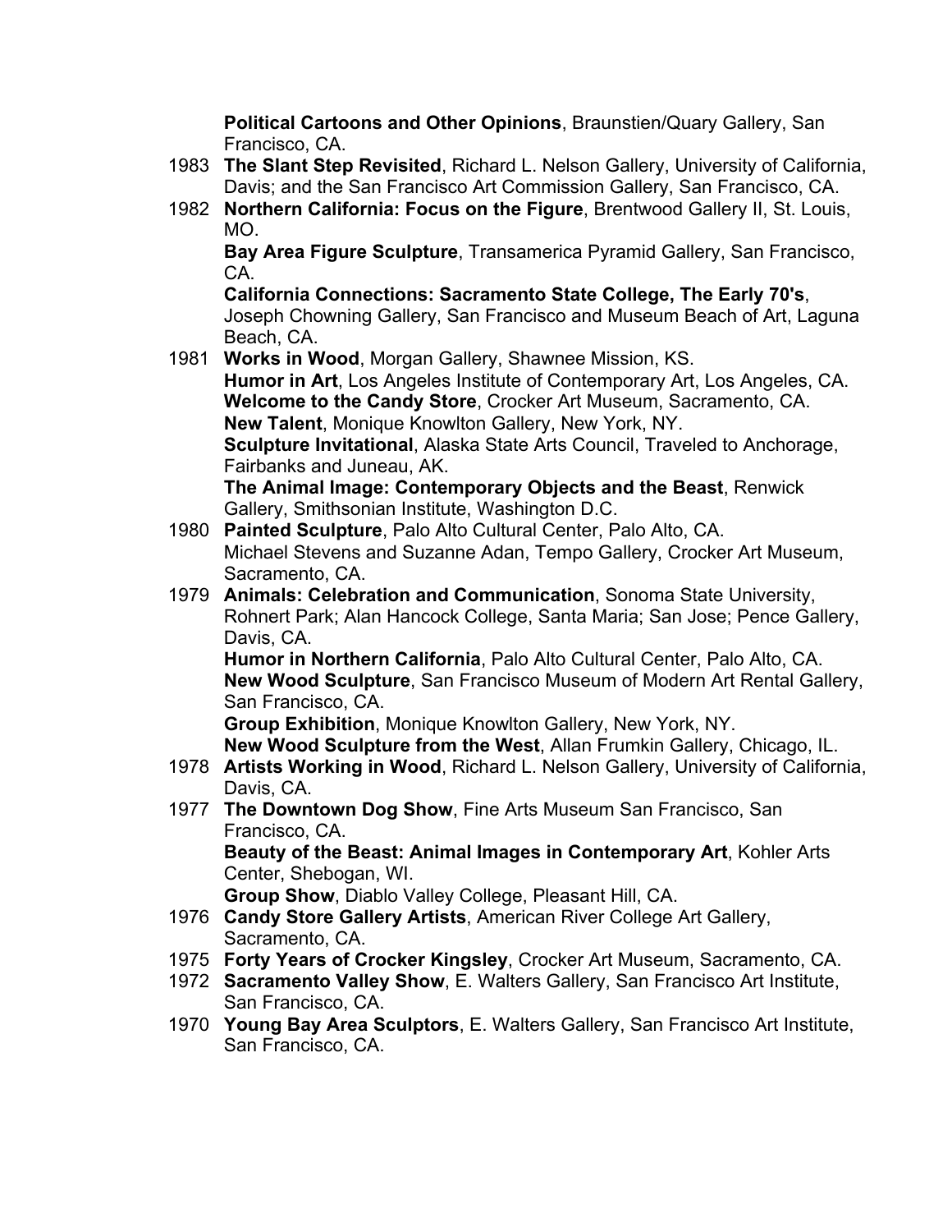**Political Cartoons and Other Opinions**, Braunstien/Quary Gallery, San Francisco, CA.

1983 **The Slant Step Revisited**, Richard L. Nelson Gallery, University of California, Davis; and the San Francisco Art Commission Gallery, San Francisco, CA.

1982 **Northern California: Focus on the Figure**, Brentwood Gallery II, St. Louis, MO.
**Bay Area Figure Sculpture**, Transamerica Pyramid Gallery, San Francisco, CA.
**California Connections: Sacramento State College, The Early 70's**, Joseph Chowning Gallery, San Francisco and Museum Beach of Art, Laguna Beach, CA.

1981 **Works in Wood**, Morgan Gallery, Shawnee Mission, KS.
**Humor in Art**, Los Angeles Institute of Contemporary Art, Los Angeles, CA.
**Welcome to the Candy Store**, Crocker Art Museum, Sacramento, CA.
**New Talent**, Monique Knowlton Gallery, New York, NY.
**Sculpture Invitational**, Alaska State Arts Council, Traveled to Anchorage, Fairbanks and Juneau, AK.
**The Animal Image: Contemporary Objects and the Beast**, Renwick Gallery, Smithsonian Institute, Washington D.C.

1980 **Painted Sculpture**, Palo Alto Cultural Center, Palo Alto, CA.
Michael Stevens and Suzanne Adan, Tempo Gallery, Crocker Art Museum, Sacramento, CA.

1979 **Animals: Celebration and Communication**, Sonoma State University, Rohnert Park; Alan Hancock College, Santa Maria; San Jose; Pence Gallery, Davis, CA.
**Humor in Northern California**, Palo Alto Cultural Center, Palo Alto, CA.
**New Wood Sculpture**, San Francisco Museum of Modern Art Rental Gallery, San Francisco, CA.
**Group Exhibition**, Monique Knowlton Gallery, New York, NY.
**New Wood Sculpture from the West**, Allan Frumkin Gallery, Chicago, IL.

1978 **Artists Working in Wood**, Richard L. Nelson Gallery, University of California, Davis, CA.

1977 **The Downtown Dog Show**, Fine Arts Museum San Francisco, San Francisco, CA.
**Beauty of the Beast: Animal Images in Contemporary Art**, Kohler Arts Center, Shebogan, WI.
**Group Show**, Diablo Valley College, Pleasant Hill, CA.

1976 **Candy Store Gallery Artists**, American River College Art Gallery, Sacramento, CA.

1975 **Forty Years of Crocker Kingsley**, Crocker Art Museum, Sacramento, CA.

1972 **Sacramento Valley Show**, E. Walters Gallery, San Francisco Art Institute, San Francisco, CA.

1970 **Young Bay Area Sculptors**, E. Walters Gallery, San Francisco Art Institute, San Francisco, CA.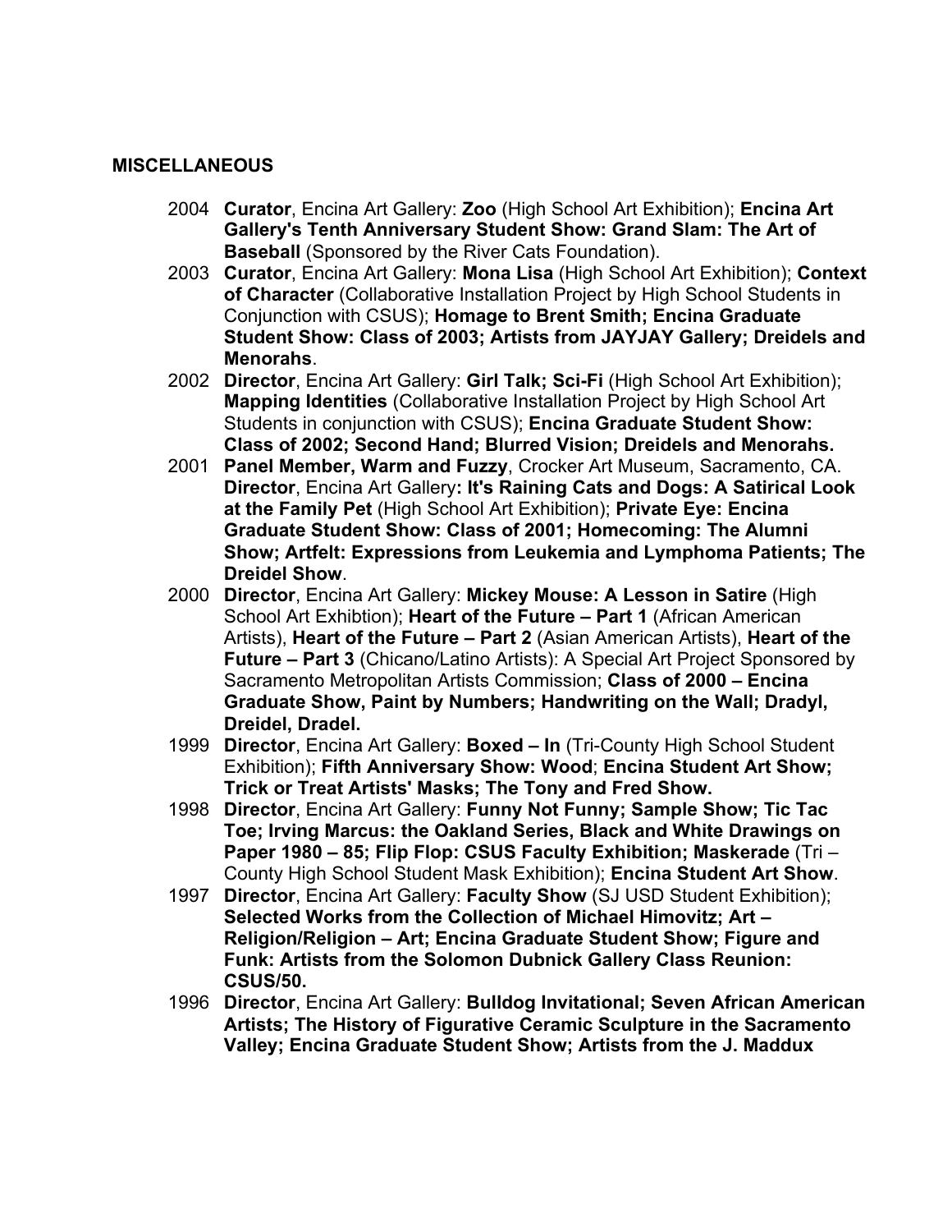**MISCELLANEOUS**

2004 **Curator**, Encina Art Gallery: **Zoo** (High School Art Exhibition); **Encina Art Gallery's Tenth Anniversary Student Show: Grand Slam: The Art of Baseball** (Sponsored by the River Cats Foundation).

2003 **Curator**, Encina Art Gallery: **Mona Lisa** (High School Art Exhibition); **Context of Character** (Collaborative Installation Project by High School Students in Conjunction with CSUS); **Homage to Brent Smith; Encina Graduate Student Show: Class of 2003; Artists from JAYJAY Gallery; Dreidels and Menorahs**.

2002 **Director**, Encina Art Gallery: **Girl Talk; Sci-Fi** (High School Art Exhibition); **Mapping Identities** (Collaborative Installation Project by High School Art Students in conjunction with CSUS); **Encina Graduate Student Show: Class of 2002; Second Hand; Blurred Vision; Dreidels and Menorahs.**

2001 **Panel Member, Warm and Fuzzy**, Crocker Art Museum, Sacramento, CA. **Director**, Encina Art Gallery**: It's Raining Cats and Dogs: A Satirical Look at the Family Pet** (High School Art Exhibition); **Private Eye: Encina Graduate Student Show: Class of 2001; Homecoming: The Alumni Show; Artfelt: Expressions from Leukemia and Lymphoma Patients; The Dreidel Show**.

2000 **Director**, Encina Art Gallery: **Mickey Mouse: A Lesson in Satire** (High School Art Exhibtion); **Heart of the Future – Part 1** (African American Artists), **Heart of the Future – Part 2** (Asian American Artists), **Heart of the Future – Part 3** (Chicano/Latino Artists): A Special Art Project Sponsored by Sacramento Metropolitan Artists Commission; **Class of 2000 – Encina Graduate Show, Paint by Numbers; Handwriting on the Wall; Dradyl, Dreidel, Dradel.**

1999 **Director**, Encina Art Gallery: **Boxed – In** (Tri-County High School Student Exhibition); **Fifth Anniversary Show: Wood**; **Encina Student Art Show; Trick or Treat Artists' Masks; The Tony and Fred Show.**

1998 **Director**, Encina Art Gallery: **Funny Not Funny; Sample Show; Tic Tac Toe; Irving Marcus: the Oakland Series, Black and White Drawings on Paper 1980 – 85; Flip Flop: CSUS Faculty Exhibition; Maskerade** (Tri – County High School Student Mask Exhibition); **Encina Student Art Show**.

1997 **Director**, Encina Art Gallery: **Faculty Show** (SJ USD Student Exhibition); **Selected Works from the Collection of Michael Himovitz; Art – Religion/Religion – Art; Encina Graduate Student Show; Figure and Funk: Artists from the Solomon Dubnick Gallery Class Reunion: CSUS/50.**

1996 **Director**, Encina Art Gallery: **Bulldog Invitational; Seven African American Artists; The History of Figurative Ceramic Sculpture in the Sacramento Valley; Encina Graduate Student Show; Artists from the J. Maddux**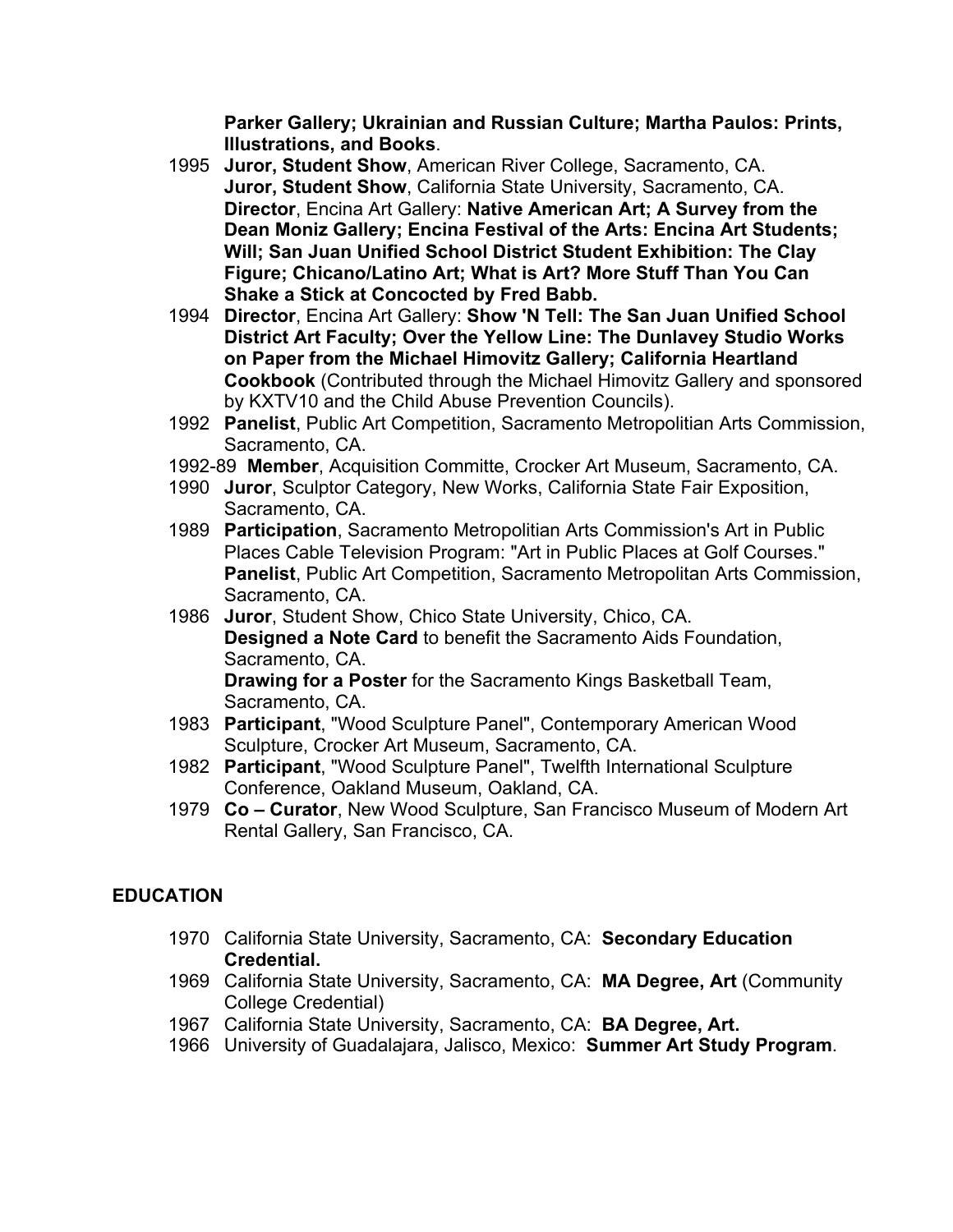**Parker Gallery; Ukrainian and Russian Culture; Martha Paulos: Prints, Illustrations, and Books**.

- 1995 **Juror, Student Show**, American River College, Sacramento, CA.
  **Juror, Student Show**, California State University, Sacramento, CA.
  **Director**, Encina Art Gallery: **Native American Art; A Survey from the Dean Moniz Gallery; Encina Festival of the Arts: Encina Art Students; Will; San Juan Unified School District Student Exhibition: The Clay Figure; Chicano/Latino Art; What is Art? More Stuff Than You Can Shake a Stick at Concocted by Fred Babb.**
- 1994 **Director**, Encina Art Gallery: **Show 'N Tell: The San Juan Unified School District Art Faculty; Over the Yellow Line: The Dunlavey Studio Works on Paper from the Michael Himovitz Gallery; California Heartland Cookbook** (Contributed through the Michael Himovitz Gallery and sponsored by KXTV10 and the Child Abuse Prevention Councils).
- 1992 **Panelist**, Public Art Competition, Sacramento Metropolitian Arts Commission, Sacramento, CA.
- 1992-89 **Member**, Acquisition Committe, Crocker Art Museum, Sacramento, CA.
- 1990 **Juror**, Sculptor Category, New Works, California State Fair Exposition, Sacramento, CA.
- 1989 **Participation**, Sacramento Metropolitan Arts Commission's Art in Public Places Cable Television Program: "Art in Public Places at Golf Courses."
  **Panelist**, Public Art Competition, Sacramento Metropolitan Arts Commission, Sacramento, CA.
- 1986 **Juror**, Student Show, Chico State University, Chico, CA.
  **Designed a Note Card** to benefit the Sacramento Aids Foundation, Sacramento, CA.
  **Drawing for a Poster** for the Sacramento Kings Basketball Team, Sacramento, CA.
- 1983 **Participant**, "Wood Sculpture Panel", Contemporary American Wood Sculpture, Crocker Art Museum, Sacramento, CA.
- 1982 **Participant**, "Wood Sculpture Panel", Twelfth International Sculpture Conference, Oakland Museum, Oakland, CA.
- 1979 **Co – Curator**, New Wood Sculpture, San Francisco Museum of Modern Art Rental Gallery, San Francisco, CA.

## EDUCATION

- 1970 California State University, Sacramento, CA: **Secondary Education Credential.**
- 1969 California State University, Sacramento, CA: **MA Degree, Art** (Community College Credential)
- 1967 California State University, Sacramento, CA: **BA Degree, Art.**
- 1966 University of Guadalajara, Jalisco, Mexico: **Summer Art Study Program**.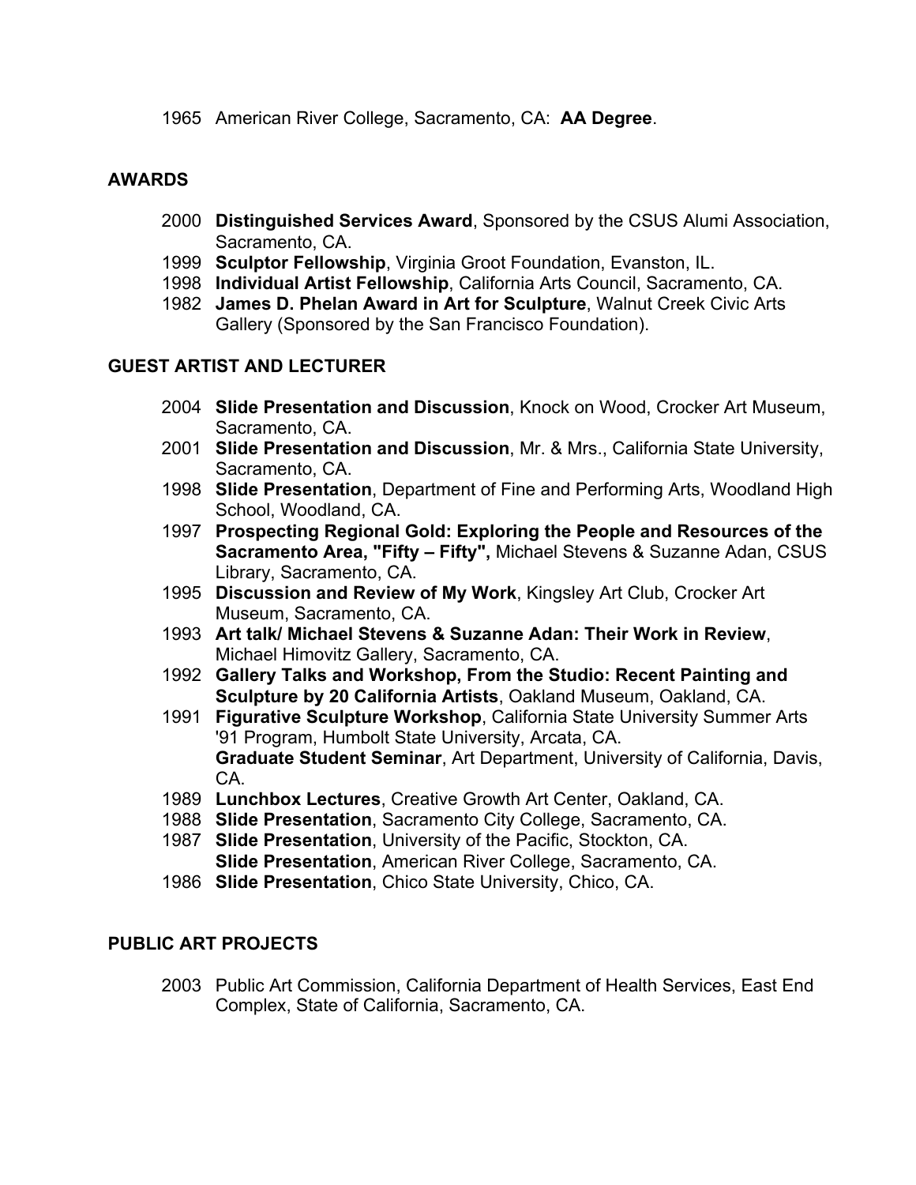1965 American River College, Sacramento, CA: **AA Degree**.

## AWARDS

- 2000 **Distinguished Services Award**, Sponsored by the CSUS Alumi Association, Sacramento, CA.
- 1999 **Sculptor Fellowship**, Virginia Groot Foundation, Evanston, IL.
- 1998 **Individual Artist Fellowship**, California Arts Council, Sacramento, CA.
- 1982 **James D. Phelan Award in Art for Sculpture**, Walnut Creek Civic Arts Gallery (Sponsored by the San Francisco Foundation).

## GUEST ARTIST AND LECTURER

- 2004 **Slide Presentation and Discussion**, Knock on Wood, Crocker Art Museum, Sacramento, CA.
- 2001 **Slide Presentation and Discussion**, Mr. & Mrs., California State University, Sacramento, CA.
- 1998 **Slide Presentation**, Department of Fine and Performing Arts, Woodland High School, Woodland, CA.
- 1997 **Prospecting Regional Gold: Exploring the People and Resources of the Sacramento Area, "Fifty – Fifty",** Michael Stevens & Suzanne Adan, CSUS Library, Sacramento, CA.
- 1995 **Discussion and Review of My Work**, Kingsley Art Club, Crocker Art Museum, Sacramento, CA.
- 1993 **Art talk/ Michael Stevens & Suzanne Adan: Their Work in Review**, Michael Himovitz Gallery, Sacramento, CA.
- 1992 **Gallery Talks and Workshop, From the Studio: Recent Painting and Sculpture by 20 California Artists**, Oakland Museum, Oakland, CA.
- 1991 **Figurative Sculpture Workshop**, California State University Summer Arts '91 Program, Humbolt State University, Arcata, CA.
  **Graduate Student Seminar**, Art Department, University of California, Davis, CA.
- 1989 **Lunchbox Lectures**, Creative Growth Art Center, Oakland, CA.
- 1988 **Slide Presentation**, Sacramento City College, Sacramento, CA.
- 1987 **Slide Presentation**, University of the Pacific, Stockton, CA.
  **Slide Presentation**, American River College, Sacramento, CA.
- 1986 **Slide Presentation**, Chico State University, Chico, CA.

## PUBLIC ART PROJECTS

- 2003 Public Art Commission, California Department of Health Services, East End Complex, State of California, Sacramento, CA.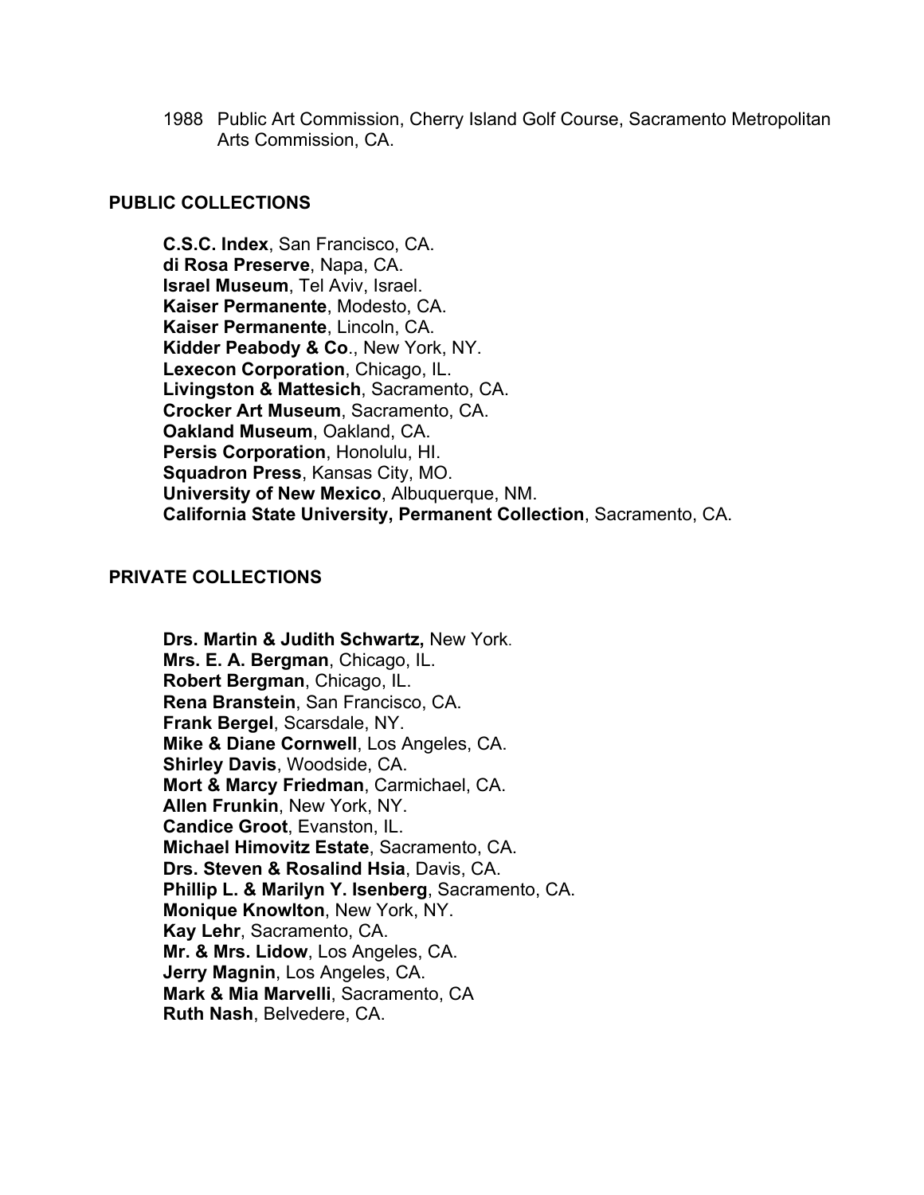1988 Public Art Commission, Cherry Island Golf Course, Sacramento Metropolitan Arts Commission, CA.

## PUBLIC COLLECTIONS

**C.S.C. Index**, San Francisco, CA.
**di Rosa Preserve**, Napa, CA.
**Israel Museum**, Tel Aviv, Israel.
**Kaiser Permanente**, Modesto, CA.
**Kaiser Permanente**, Lincoln, CA.
**Kidder Peabody & Co**., New York, NY.
**Lexecon Corporation**, Chicago, IL.
**Livingston & Mattesich**, Sacramento, CA.
**Crocker Art Museum**, Sacramento, CA.
**Oakland Museum**, Oakland, CA.
**Persis Corporation**, Honolulu, HI.
**Squadron Press**, Kansas City, MO.
**University of New Mexico**, Albuquerque, NM.
**California State University, Permanent Collection**, Sacramento, CA.

## PRIVATE COLLECTIONS

**Drs. Martin & Judith Schwartz,** New York.
**Mrs. E. A. Bergman**, Chicago, IL.
**Robert Bergman**, Chicago, IL.
**Rena Branstein**, San Francisco, CA.
**Frank Bergel**, Scarsdale, NY.
**Mike & Diane Cornwell**, Los Angeles, CA.
**Shirley Davis**, Woodside, CA.
**Mort & Marcy Friedman**, Carmichael, CA.
**Allen Frunkin**, New York, NY.
**Candice Groot**, Evanston, IL.
**Michael Himovitz Estate**, Sacramento, CA.
**Drs. Steven & Rosalind Hsia**, Davis, CA.
**Phillip L. & Marilyn Y. Isenberg**, Sacramento, CA.
**Monique Knowlton**, New York, NY.
**Kay Lehr**, Sacramento, CA.
**Mr. & Mrs. Lidow**, Los Angeles, CA.
**Jerry Magnin**, Los Angeles, CA.
**Mark & Mia Marvelli**, Sacramento, CA
**Ruth Nash**, Belvedere, CA.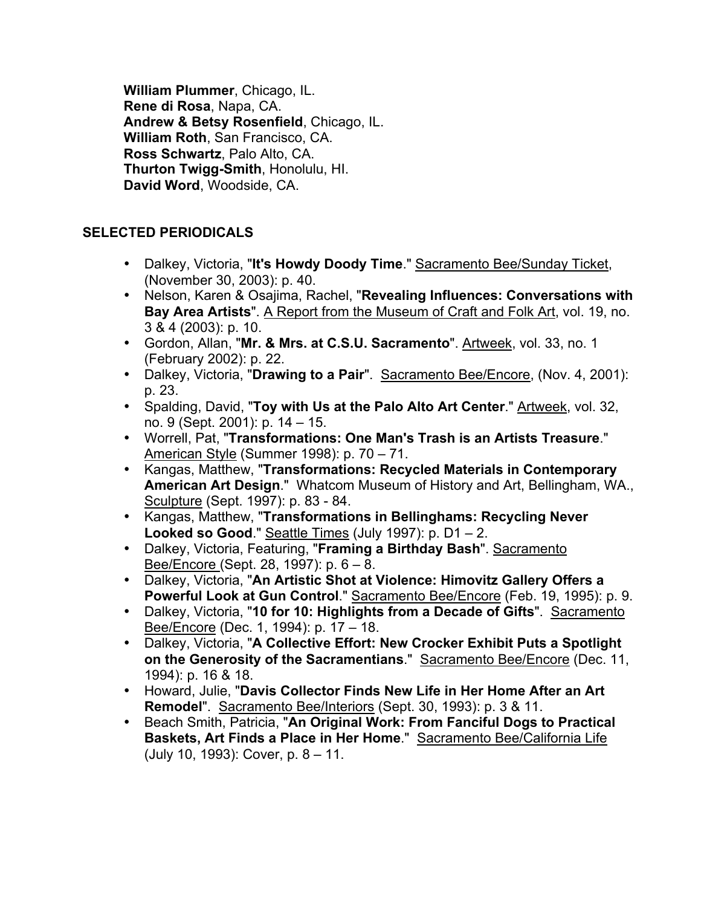**William Plummer**, Chicago, IL.
**Rene di Rosa**, Napa, CA.
**Andrew & Betsy Rosenfield**, Chicago, IL.
**William Roth**, San Francisco, CA.
**Ross Schwartz**, Palo Alto, CA.
**Thurton Twigg-Smith**, Honolulu, HI.
**David Word**, Woodside, CA.

## SELECTED PERIODICALS

- Dalkey, Victoria, "**It's Howdy Doody Time**." Sacramento Bee/Sunday Ticket, (November 30, 2003): p. 40.
- Nelson, Karen & Osajima, Rachel, "**Revealing Influences: Conversations with Bay Area Artists**". A Report from the Museum of Craft and Folk Art, vol. 19, no. 3 & 4 (2003): p. 10.
- Gordon, Allan, "**Mr. & Mrs. at C.S.U. Sacramento**". Artweek, vol. 33, no. 1 (February 2002): p. 22.
- Dalkey, Victoria, "**Drawing to a Pair**". Sacramento Bee/Encore, (Nov. 4, 2001): p. 23.
- Spalding, David, "**Toy with Us at the Palo Alto Art Center**." Artweek, vol. 32, no. 9 (Sept. 2001): p. 14 – 15.
- Worrell, Pat, "**Transformations: One Man's Trash is an Artists Treasure**." American Style (Summer 1998): p. 70 – 71.
- Kangas, Matthew, "**Transformations: Recycled Materials in Contemporary American Art Design**." Whatcom Museum of History and Art, Bellingham, WA., Sculpture (Sept. 1997): p. 83 - 84.
- Kangas, Matthew, "**Transformations in Bellinghams: Recycling Never Looked so Good**." Seattle Times (July 1997): p. D1 – 2.
- Dalkey, Victoria, Featuring, "**Framing a Birthday Bash**". Sacramento Bee/Encore (Sept. 28, 1997): p. 6 – 8.
- Dalkey, Victoria, "**An Artistic Shot at Violence: Himovitz Gallery Offers a Powerful Look at Gun Control**." Sacramento Bee/Encore (Feb. 19, 1995): p. 9.
- Dalkey, Victoria, "**10 for 10: Highlights from a Decade of Gifts**". Sacramento Bee/Encore (Dec. 1, 1994): p. 17 – 18.
- Dalkey, Victoria, "**A Collective Effort: New Crocker Exhibit Puts a Spotlight on the Generosity of the Sacramentians**." Sacramento Bee/Encore (Dec. 11, 1994): p. 16 & 18.
- Howard, Julie, "**Davis Collector Finds New Life in Her Home After an Art Remodel**". Sacramento Bee/Interiors (Sept. 30, 1993): p. 3 & 11.
- Beach Smith, Patricia, "**An Original Work: From Fanciful Dogs to Practical Baskets, Art Finds a Place in Her Home**." Sacramento Bee/California Life (July 10, 1993): Cover, p. 8 – 11.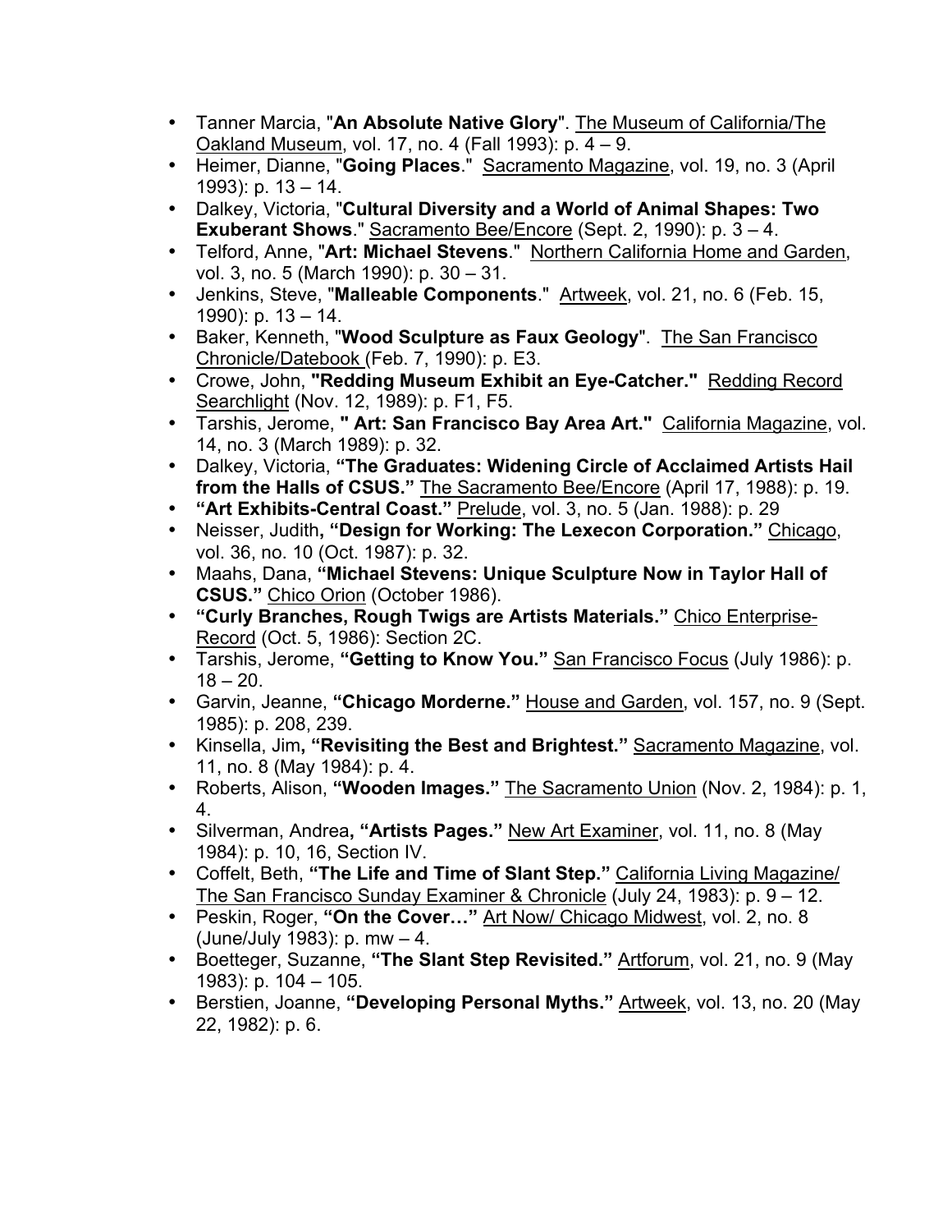- Tanner Marcia, "**An Absolute Native Glory**". The Museum of California/The Oakland Museum, vol. 17, no. 4 (Fall 1993): p. 4 – 9.
- Heimer, Dianne, "**Going Places**." Sacramento Magazine, vol. 19, no. 3 (April 1993): p. 13 – 14.
- Dalkey, Victoria, "**Cultural Diversity and a World of Animal Shapes: Two Exuberant Shows**." Sacramento Bee/Encore (Sept. 2, 1990): p. 3 – 4.
- Telford, Anne, "**Art: Michael Stevens**." Northern California Home and Garden, vol. 3, no. 5 (March 1990): p. 30 – 31.
- Jenkins, Steve, "**Malleable Components**." Artweek, vol. 21, no. 6 (Feb. 15, 1990): p. 13 – 14.
- Baker, Kenneth, "**Wood Sculpture as Faux Geology**". The San Francisco Chronicle/Datebook (Feb. 7, 1990): p. E3.
- Crowe, John, **"Redding Museum Exhibit an Eye-Catcher."** Redding Record Searchlight (Nov. 12, 1989): p. F1, F5.
- Tarshis, Jerome, **" Art: San Francisco Bay Area Art."** California Magazine, vol. 14, no. 3 (March 1989): p. 32.
- Dalkey, Victoria, **"The Graduates: Widening Circle of Acclaimed Artists Hail from the Halls of CSUS."** The Sacramento Bee/Encore (April 17, 1988): p. 19.
- **"Art Exhibits-Central Coast."** Prelude, vol. 3, no. 5 (Jan. 1988): p. 29
- Neisser, Judith**, "Design for Working: The Lexecon Corporation."** Chicago, vol. 36, no. 10 (Oct. 1987): p. 32.
- Maahs, Dana, **"Michael Stevens: Unique Sculpture Now in Taylor Hall of CSUS."** Chico Orion (October 1986).
- **"Curly Branches, Rough Twigs are Artists Materials."** Chico Enterprise-Record (Oct. 5, 1986): Section 2C.
- Tarshis, Jerome, **"Getting to Know You."** San Francisco Focus (July 1986): p. 18 – 20.
- Garvin, Jeanne, **"Chicago Morderne."** House and Garden, vol. 157, no. 9 (Sept. 1985): p. 208, 239.
- Kinsella, Jim**, "Revisiting the Best and Brightest."** Sacramento Magazine, vol. 11, no. 8 (May 1984): p. 4.
- Roberts, Alison, **"Wooden Images."** The Sacramento Union (Nov. 2, 1984): p. 1, 4.
- Silverman, Andrea**, "Artists Pages."** New Art Examiner, vol. 11, no. 8 (May 1984): p. 10, 16, Section IV.
- Coffelt, Beth, **"The Life and Time of Slant Step."** California Living Magazine/ The San Francisco Sunday Examiner & Chronicle (July 24, 1983): p. 9 – 12.
- Peskin, Roger, **"On the Cover…"** Art Now/ Chicago Midwest, vol. 2, no. 8 (June/July 1983): p. mw – 4.
- Boetteger, Suzanne, **"The Slant Step Revisited."** Artforum, vol. 21, no. 9 (May 1983): p. 104 – 105.
- Berstien, Joanne, **"Developing Personal Myths."** Artweek, vol. 13, no. 20 (May 22, 1982): p. 6.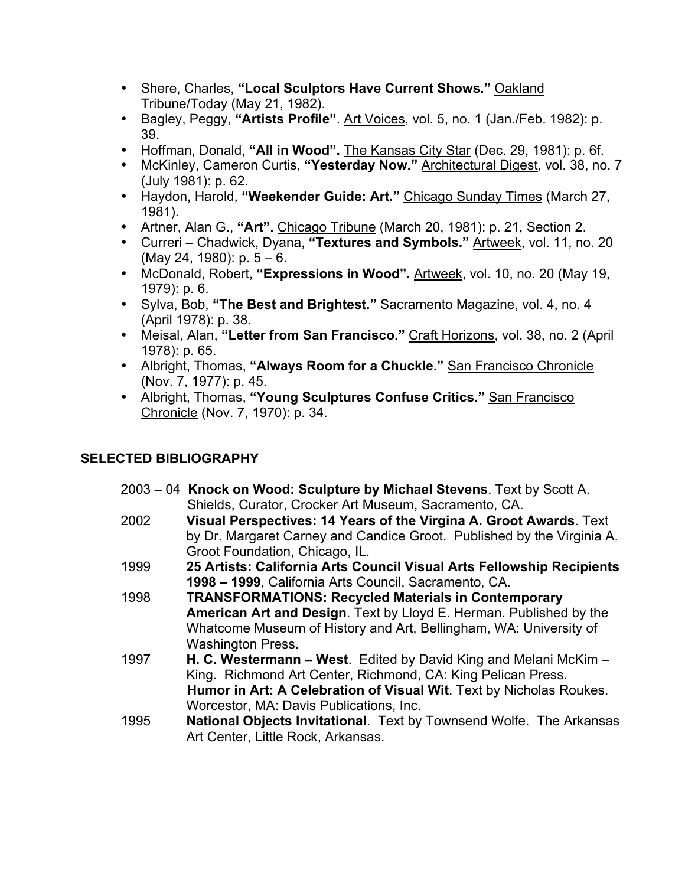- Shere, Charles, **"Local Sculptors Have Current Shows."** Oakland Tribune/Today (May 21, 1982).
- Bagley, Peggy, **"Artists Profile"**. Art Voices, vol. 5, no. 1 (Jan./Feb. 1982): p. 39.
- Hoffman, Donald, **"All in Wood".** The Kansas City Star (Dec. 29, 1981): p. 6f.
- McKinley, Cameron Curtis, **"Yesterday Now."** Architectural Digest, vol. 38, no. 7 (July 1981): p. 62.
- Haydon, Harold, **"Weekender Guide: Art."** Chicago Sunday Times (March 27, 1981).
- Artner, Alan G., **"Art".** Chicago Tribune (March 20, 1981): p. 21, Section 2.
- Curreri – Chadwick, Dyana, **"Textures and Symbols."** Artweek, vol. 11, no. 20 (May 24, 1980): p. 5 – 6.
- McDonald, Robert, **"Expressions in Wood".** Artweek, vol. 10, no. 20 (May 19, 1979): p. 6.
- Sylva, Bob, **"The Best and Brightest."** Sacramento Magazine, vol. 4, no. 4 (April 1978): p. 38.
- Meisal, Alan, **"Letter from San Francisco."** Craft Horizons, vol. 38, no. 2 (April 1978): p. 65.
- Albright, Thomas, **"Always Room for a Chuckle."** San Francisco Chronicle (Nov. 7, 1977): p. 45.
- Albright, Thomas, **"Young Sculptures Confuse Critics."** San Francisco Chronicle (Nov. 7, 1970): p. 34.

## SELECTED BIBLIOGRAPHY

2003 – 04 **Knock on Wood: Sculpture by Michael Stevens**. Text by Scott A. Shields, Curator, Crocker Art Museum, Sacramento, CA.

2002 **Visual Perspectives: 14 Years of the Virgina A. Groot Awards**. Text by Dr. Margaret Carney and Candice Groot. Published by the Virginia A. Groot Foundation, Chicago, IL.

1999 **25 Artists: California Arts Council Visual Arts Fellowship Recipients 1998 – 1999**, California Arts Council, Sacramento, CA.

1998 **TRANSFORMATIONS: Recycled Materials in Contemporary American Art and Design**. Text by Lloyd E. Herman. Published by the Whatcome Museum of History and Art, Bellingham, WA: University of Washington Press.

1997 **H. C. Westermann – West**. Edited by David King and Melani McKim – King. Richmond Art Center, Richmond, CA: King Pelican Press.
**Humor in Art: A Celebration of Visual Wit**. Text by Nicholas Roukes. Worcestor, MA: Davis Publications, Inc.

1995 **National Objects Invitational**. Text by Townsend Wolfe. The Arkansas Art Center, Little Rock, Arkansas.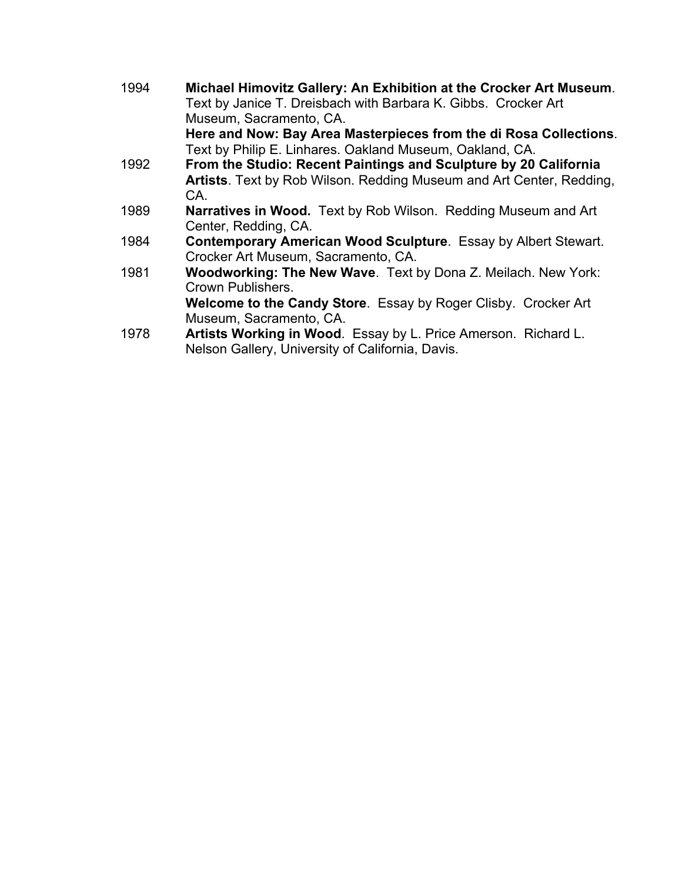1994 **Michael Himovitz Gallery: An Exhibition at the Crocker Art Museum**. Text by Janice T. Dreisbach with Barbara K. Gibbs. Crocker Art Museum, Sacramento, CA.

**Here and Now: Bay Area Masterpieces from the di Rosa Collections**. Text by Philip E. Linhares. Oakland Museum, Oakland, CA.

1992 **From the Studio: Recent Paintings and Sculpture by 20 California Artists**. Text by Rob Wilson. Redding Museum and Art Center, Redding, CA.

1989 **Narratives in Wood.** Text by Rob Wilson. Redding Museum and Art Center, Redding, CA.

1984 **Contemporary American Wood Sculpture**. Essay by Albert Stewart. Crocker Art Museum, Sacramento, CA.

1981 **Woodworking: The New Wave**. Text by Dona Z. Meilach. New York: Crown Publishers.

**Welcome to the Candy Store**. Essay by Roger Clisby. Crocker Art Museum, Sacramento, CA.

1978 **Artists Working in Wood**. Essay by L. Price Amerson. Richard L. Nelson Gallery, University of California, Davis.